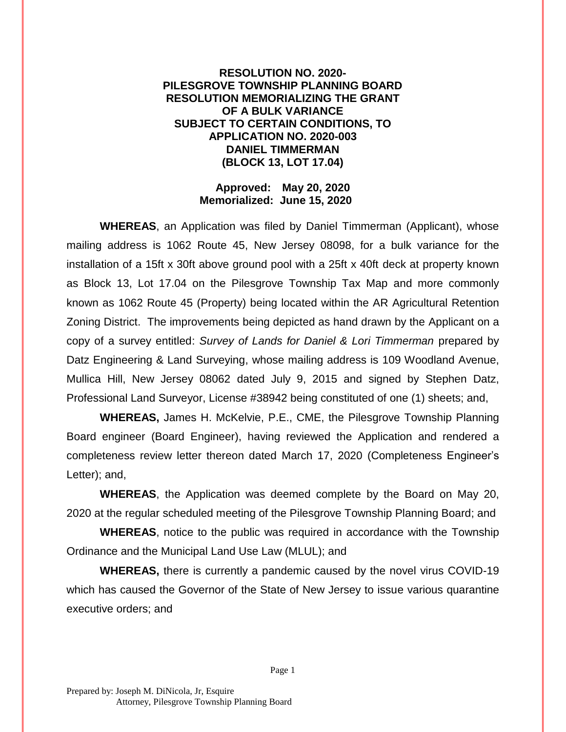**RESOLUTION NO. 2020-**
**PILESGROVE TOWNSHIP PLANNING BOARD**
**RESOLUTION MEMORIALIZING THE GRANT**
**OF A BULK VARIANCE**
**SUBJECT TO CERTAIN CONDITIONS, TO**
**APPLICATION NO. 2020-003**
**DANIEL TIMMERMAN**
**(BLOCK 13, LOT 17.04)**

**Approved: May 20, 2020**
**Memorialized: June 15, 2020**

**WHEREAS**, an Application was filed by Daniel Timmerman (Applicant), whose mailing address is 1062 Route 45, New Jersey 08098, for a bulk variance for the installation of a 15ft x 30ft above ground pool with a 25ft x 40ft deck at property known as Block 13, Lot 17.04 on the Pilesgrove Township Tax Map and more commonly known as 1062 Route 45 (Property) being located within the AR Agricultural Retention Zoning District. The improvements being depicted as hand drawn by the Applicant on a copy of a survey entitled: *Survey of Lands for Daniel & Lori Timmerman* prepared by Datz Engineering & Land Surveying, whose mailing address is 109 Woodland Avenue, Mullica Hill, New Jersey 08062 dated July 9, 2015 and signed by Stephen Datz, Professional Land Surveyor, License #38942 being constituted of one (1) sheets; and,

**WHEREAS,** James H. McKelvie, P.E., CME, the Pilesgrove Township Planning Board engineer (Board Engineer), having reviewed the Application and rendered a completeness review letter thereon dated March 17, 2020 (Completeness Engineer's Letter); and,

**WHEREAS**, the Application was deemed complete by the Board on May 20, 2020 at the regular scheduled meeting of the Pilesgrove Township Planning Board; and

**WHEREAS**, notice to the public was required in accordance with the Township Ordinance and the Municipal Land Use Law (MLUL); and

**WHEREAS,** there is currently a pandemic caused by the novel virus COVID-19 which has caused the Governor of the State of New Jersey to issue various quarantine executive orders; and

Prepared by: Joseph M. DiNicola, Jr, Esquire
Attorney, Pilesgrove Township Planning Board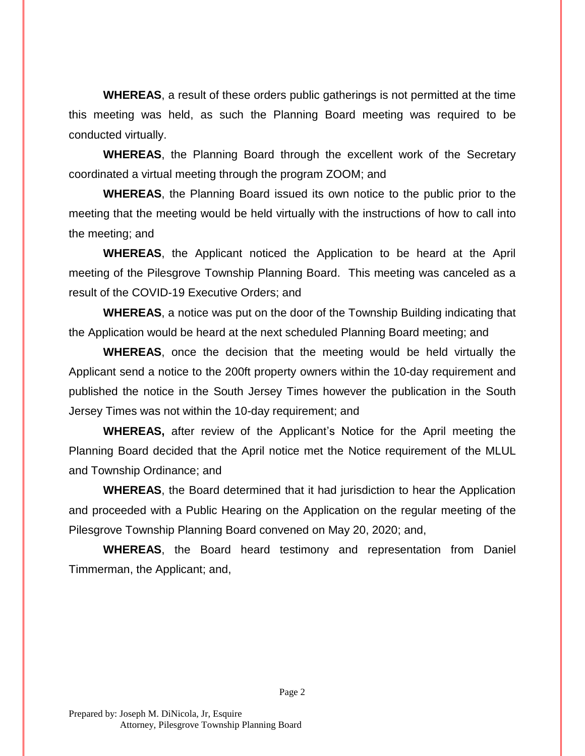**WHEREAS**, a result of these orders public gatherings is not permitted at the time this meeting was held, as such the Planning Board meeting was required to be conducted virtually.

**WHEREAS**, the Planning Board through the excellent work of the Secretary coordinated a virtual meeting through the program ZOOM; and

**WHEREAS**, the Planning Board issued its own notice to the public prior to the meeting that the meeting would be held virtually with the instructions of how to call into the meeting; and

**WHEREAS**, the Applicant noticed the Application to be heard at the April meeting of the Pilesgrove Township Planning Board. This meeting was canceled as a result of the COVID-19 Executive Orders; and

**WHEREAS**, a notice was put on the door of the Township Building indicating that the Application would be heard at the next scheduled Planning Board meeting; and

**WHEREAS**, once the decision that the meeting would be held virtually the Applicant send a notice to the 200ft property owners within the 10-day requirement and published the notice in the South Jersey Times however the publication in the South Jersey Times was not within the 10-day requirement; and

**WHEREAS,** after review of the Applicant's Notice for the April meeting the Planning Board decided that the April notice met the Notice requirement of the MLUL and Township Ordinance; and

**WHEREAS**, the Board determined that it had jurisdiction to hear the Application and proceeded with a Public Hearing on the Application on the regular meeting of the Pilesgrove Township Planning Board convened on May 20, 2020; and,

**WHEREAS**, the Board heard testimony and representation from Daniel Timmerman, the Applicant; and,

Prepared by: Joseph M. DiNicola, Jr, Esquire
Attorney, Pilesgrove Township Planning Board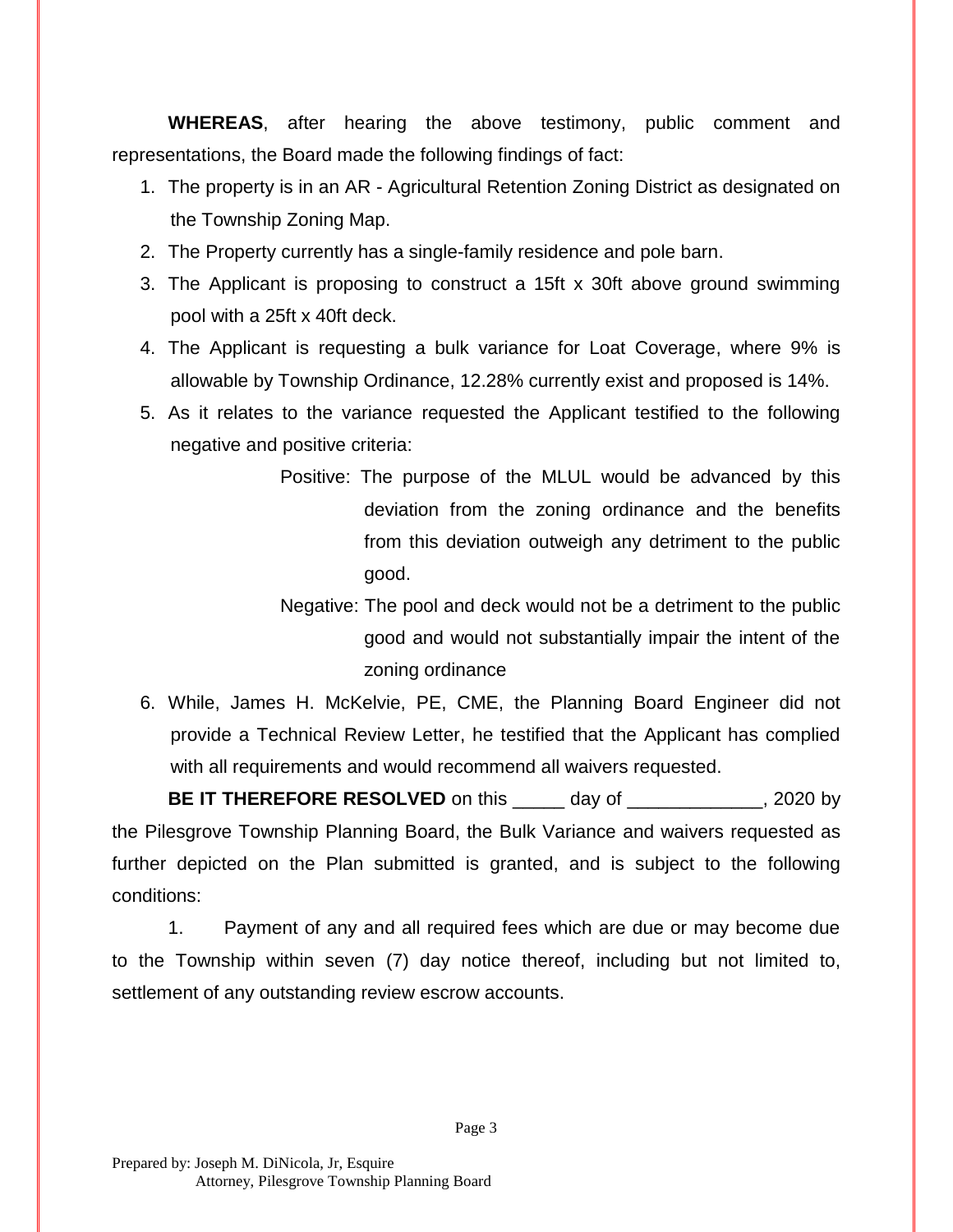**WHEREAS**, after hearing the above testimony, public comment and representations, the Board made the following findings of fact:

1. The property is in an AR - Agricultural Retention Zoning District as designated on the Township Zoning Map.
2. The Property currently has a single-family residence and pole barn.
3. The Applicant is proposing to construct a 15ft x 30ft above ground swimming pool with a 25ft x 40ft deck.
4. The Applicant is requesting a bulk variance for Loat Coverage, where 9% is allowable by Township Ordinance, 12.28% currently exist and proposed is 14%.
5. As it relates to the variance requested the Applicant testified to the following negative and positive criteria:

   Positive: The purpose of the MLUL would be advanced by this deviation from the zoning ordinance and the benefits from this deviation outweigh any detriment to the public good.

   Negative: The pool and deck would not be a detriment to the public good and would not substantially impair the intent of the zoning ordinance

6. While, James H. McKelvie, PE, CME, the Planning Board Engineer did not provide a Technical Review Letter, he testified that the Applicant has complied with all requirements and would recommend all waivers requested.

**BE IT THEREFORE RESOLVED** on this _____ day of _____________, 2020 by the Pilesgrove Township Planning Board, the Bulk Variance and waivers requested as further depicted on the Plan submitted is granted, and is subject to the following conditions:

1. Payment of any and all required fees which are due or may become due to the Township within seven (7) day notice thereof, including but not limited to, settlement of any outstanding review escrow accounts.

Prepared by: Joseph M. DiNicola, Jr, Esquire
Attorney, Pilesgrove Township Planning Board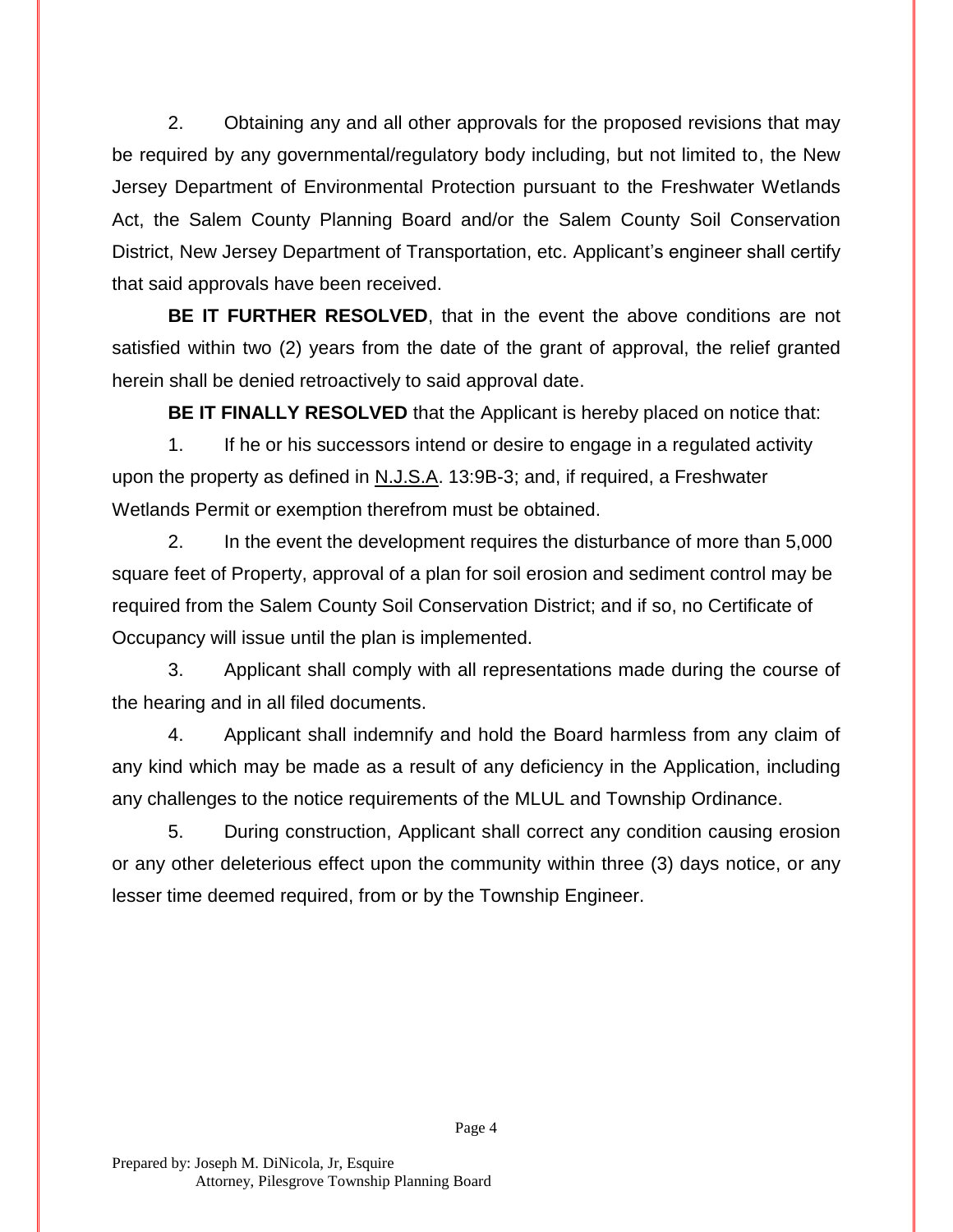2. Obtaining any and all other approvals for the proposed revisions that may be required by any governmental/regulatory body including, but not limited to, the New Jersey Department of Environmental Protection pursuant to the Freshwater Wetlands Act, the Salem County Planning Board and/or the Salem County Soil Conservation District, New Jersey Department of Transportation, etc. Applicant's engineer shall certify that said approvals have been received.

**BE IT FURTHER RESOLVED**, that in the event the above conditions are not satisfied within two (2) years from the date of the grant of approval, the relief granted herein shall be denied retroactively to said approval date.

**BE IT FINALLY RESOLVED** that the Applicant is hereby placed on notice that:

1. If he or his successors intend or desire to engage in a regulated activity upon the property as defined in N.J.S.A. 13:9B-3; and, if required, a Freshwater Wetlands Permit or exemption therefrom must be obtained.

2. In the event the development requires the disturbance of more than 5,000 square feet of Property, approval of a plan for soil erosion and sediment control may be required from the Salem County Soil Conservation District; and if so, no Certificate of Occupancy will issue until the plan is implemented.

3. Applicant shall comply with all representations made during the course of the hearing and in all filed documents.

4. Applicant shall indemnify and hold the Board harmless from any claim of any kind which may be made as a result of any deficiency in the Application, including any challenges to the notice requirements of the MLUL and Township Ordinance.

5. During construction, Applicant shall correct any condition causing erosion or any other deleterious effect upon the community within three (3) days notice, or any lesser time deemed required, from or by the Township Engineer.

Prepared by: Joseph M. DiNicola, Jr, Esquire
Attorney, Pilesgrove Township Planning Board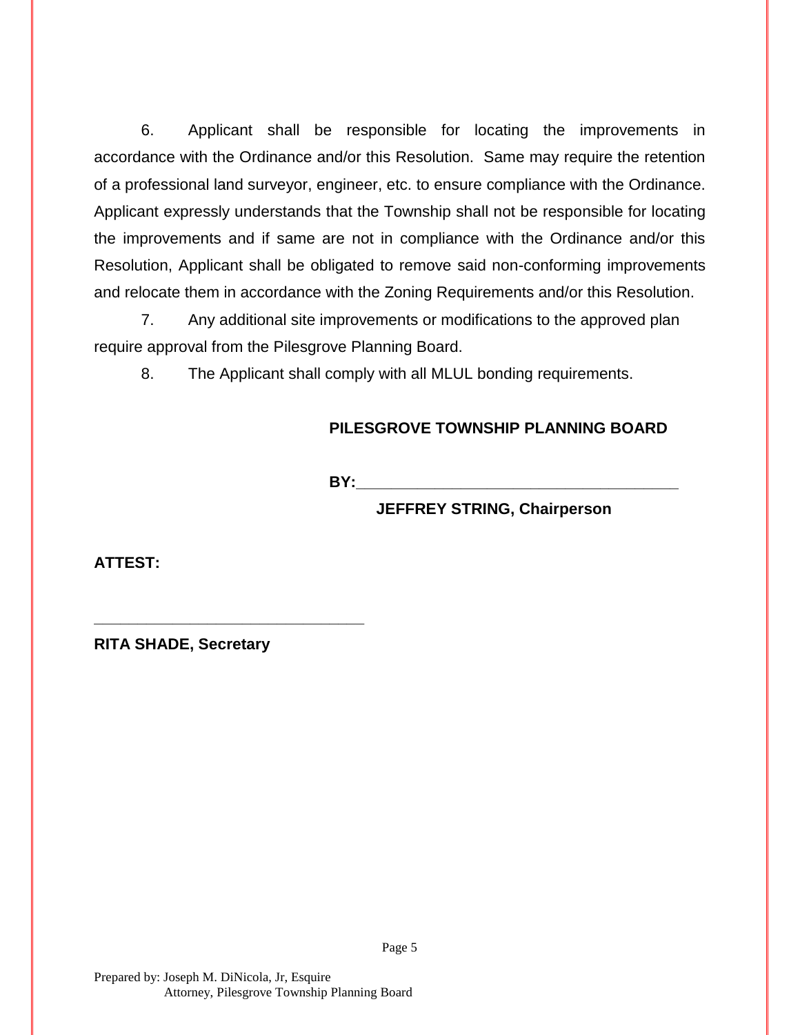6. Applicant shall be responsible for locating the improvements in accordance with the Ordinance and/or this Resolution. Same may require the retention of a professional land surveyor, engineer, etc. to ensure compliance with the Ordinance. Applicant expressly understands that the Township shall not be responsible for locating the improvements and if same are not in compliance with the Ordinance and/or this Resolution, Applicant shall be obligated to remove said non-conforming improvements and relocate them in accordance with the Zoning Requirements and/or this Resolution.

7. Any additional site improvements or modifications to the approved plan require approval from the Pilesgrove Planning Board.

8. The Applicant shall comply with all MLUL bonding requirements.

**PILESGROVE TOWNSHIP PLANNING BOARD**

**BY:**\_\_\_\_\_\_\_\_\_\_\_\_\_\_\_\_\_\_\_\_\_\_\_\_\_\_\_\_\_\_\_\_\_\_\_\_\_\_\_\_

**JEFFREY STRING, Chairperson**

**ATTEST:**

\_\_\_\_\_\_\_\_\_\_\_\_\_\_\_\_\_\_\_\_\_\_\_\_\_\_\_\_\_\_\_\_\_\_

**RITA SHADE, Secretary**

Prepared by: Joseph M. DiNicola, Jr, Esquire
Attorney, Pilesgrove Township Planning Board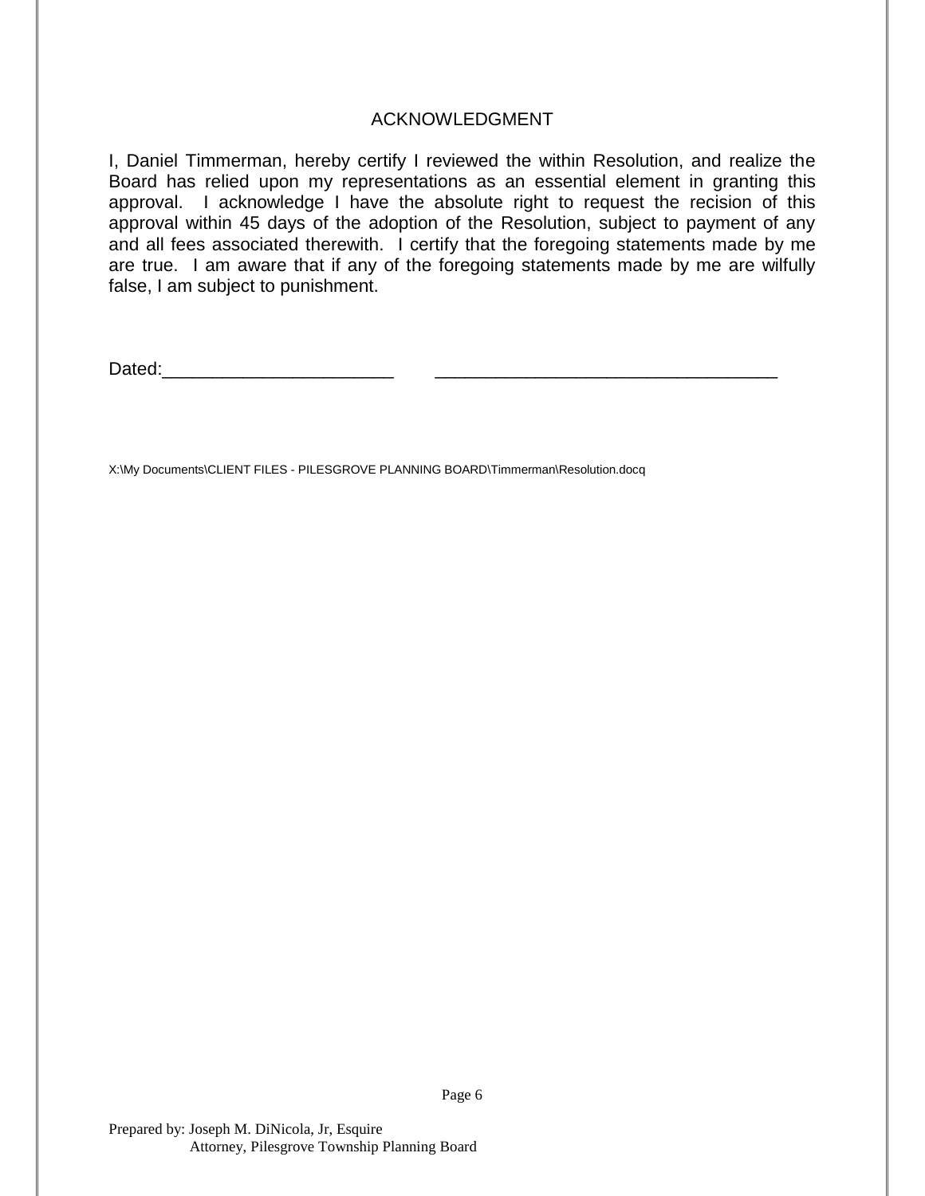# ACKNOWLEDGMENT

I, Daniel Timmerman, hereby certify I reviewed the within Resolution, and realize the Board has relied upon my representations as an essential element in granting this approval. I acknowledge I have the absolute right to request the recision of this approval within 45 days of the adoption of the Resolution, subject to payment of any and all fees associated therewith. I certify that the foregoing statements made by me are true. I am aware that if any of the foregoing statements made by me are wilfully false, I am subject to punishment.

Dated:_______________________ ___________________________________

X:\My Documents\CLIENT FILES - PILESGROVE PLANNING BOARD\Timmerman\Resolution.docq

Prepared by: Joseph M. DiNicola, Jr, Esquire
Attorney, Pilesgrove Township Planning Board